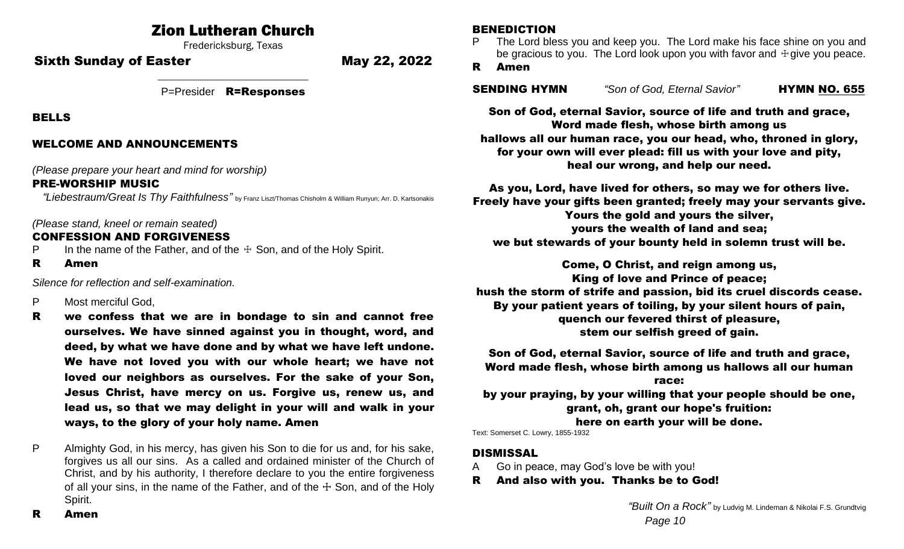# Zion Lutheran Church

Fredericksburg, Texas

**Sixth Sunday of Easter** **May 22, 2022**

P=Presider **R=Responses**

## BELLS

## WELCOME AND ANNOUNCEMENTS

*(Please prepare your heart and mind for worship)*

## PRE-WORSHIP MUSIC

*"Liebestraum/Great Is Thy Faithfulness"* by Franz Liszt/Thomas Chisholm & William Runyun; Arr. D. Kartsonakis

*(Please stand, kneel or remain seated)*

## CONFESSION AND FORGIVENESS

P In the name of the Father, and of the ☩ Son, and of the Holy Spirit.

**R Amen**

*Silence for reflection and self-examination.*

P Most merciful God,

**R we confess that we are in bondage to sin and cannot free ourselves. We have sinned against you in thought, word, and deed, by what we have done and by what we have left undone. We have not loved you with our whole heart; we have not loved our neighbors as ourselves. For the sake of your Son, Jesus Christ, have mercy on us. Forgive us, renew us, and lead us, so that we may delight in your will and walk in your ways, to the glory of your holy name. Amen**

P Almighty God, in his mercy, has given his Son to die for us and, for his sake, forgives us all our sins. As a called and ordained minister of the Church of Christ, and by his authority, I therefore declare to you the entire forgiveness of all your sins, in the name of the Father, and of the ☩ Son, and of the Holy Spirit.

**R Amen**

## BENEDICTION

P The Lord bless you and keep you. The Lord make his face shine on you and be gracious to you. The Lord look upon you with favor and ☩ give you peace.

**R Amen**

## SENDING HYMN *"Son of God, Eternal Savior"* HYMN NO. 655

**Son of God, eternal Savior, source of life and truth and grace,
Word made flesh, whose birth among us
hallows all our human race, you our head, who, throned in glory,
for your own will ever plead: fill us with your love and pity,
heal our wrong, and help our need.**

**As you, Lord, have lived for others, so may we for others live.
Freely have your gifts been granted; freely may your servants give.
Yours the gold and yours the silver,
yours the wealth of land and sea;
we but stewards of your bounty held in solemn trust will be.**

**Come, O Christ, and reign among us,
King of love and Prince of peace;
hush the storm of strife and passion, bid its cruel discords cease.
By your patient years of toiling, by your silent hours of pain,
quench our fevered thirst of pleasure,
stem our selfish greed of gain.**

**Son of God, eternal Savior, source of life and truth and grace,
Word made flesh, whose birth among us hallows all our human race:
by your praying, by your willing that your people should be one,
grant, oh, grant our hope's fruition:
here on earth your will be done.**

Text: Somerset C. Lowry, 1855-1932

## DISMISSAL

A Go in peace, may God's love be with you!

**R And also with you. Thanks be to God!**

*"Built On a Rock"* by Ludvig M. Lindeman & Nikolai F.S. Grundtvig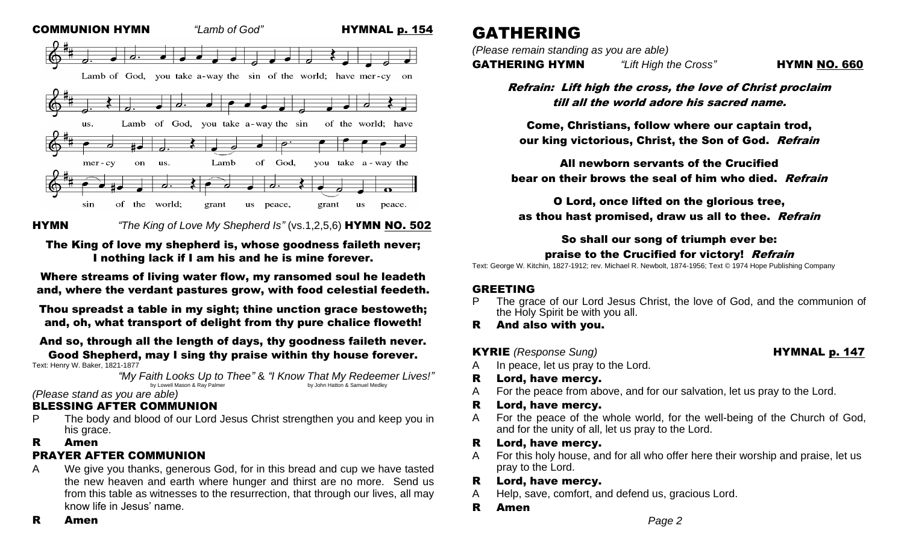**COMMUNION HYMN** *"Lamb of God"* **HYMNAL p. 154**

Lamb of God, you take a-way the sin of the world; have mer-cy on us. Lamb of God, you take a-way the sin of the world; have mer-cy on us. Lamb of God, you take a-way the sin of the world; grant us peace, grant us peace.

**HYMN** *"The King of Love My Shepherd Is"* (vs.1,2,5,6) **HYMN NO. 502**

**The King of love my shepherd is, whose goodness faileth never; I nothing lack if I am his and he is mine forever.**

**Where streams of living water flow, my ransomed soul he leadeth and, where the verdant pastures grow, with food celestial feedeth.**

**Thou spreadst a table in my sight; thine unction grace bestoweth; and, oh, what transport of delight from thy pure chalice floweth!**

**And so, through all the length of days, thy goodness faileth never. Good Shepherd, may I sing thy praise within thy house forever.**

Text: Henry W. Baker, 1821-1877

*"My Faith Looks Up to Thee"* by Lowell Mason & Ray Palmer & *"I Know That My Redeemer Lives!"* by John Hatton & Samuel Medley

*(Please stand as you are able)*

## BLESSING AFTER COMMUNION

P The body and blood of our Lord Jesus Christ strengthen you and keep you in his grace.

**R Amen**

## PRAYER AFTER COMMUNION

A We give you thanks, generous God, for in this bread and cup we have tasted the new heaven and earth where hunger and thirst are no more. Send us from this table as witnesses to the resurrection, that through our lives, all may know life in Jesus' name.

**R Amen**

# GATHERING

*(Please remain standing as you are able)*

**GATHERING HYMN** *"Lift High the Cross"* **HYMN NO. 660**

***Refrain: Lift high the cross, the love of Christ proclaim till all the world adore his sacred name.***

**Come, Christians, follow where our captain trod, our king victorious, Christ, the Son of God.** ***Refrain***

**All newborn servants of the Crucified bear on their brows the seal of him who died.** ***Refrain***

**O Lord, once lifted on the glorious tree, as thou hast promised, draw us all to thee.** ***Refrain***

**So shall our song of triumph ever be: praise to the Crucified for victory!** ***Refrain***

Text: George W. Kitchin, 1827-1912; rev. Michael R. Newbolt, 1874-1956; Text © 1974 Hope Publishing Company

## GREETING

P The grace of our Lord Jesus Christ, the love of God, and the communion of the Holy Spirit be with you all.

**R And also with you.**

## KYRIE *(Response Sung)* HYMNAL p. 147

A In peace, let us pray to the Lord.

**R Lord, have mercy.**

A For the peace from above, and for our salvation, let us pray to the Lord.

**R Lord, have mercy.**

A For the peace of the whole world, for the well-being of the Church of God, and for the unity of all, let us pray to the Lord.

**R Lord, have mercy.**

A For this holy house, and for all who offer here their worship and praise, let us pray to the Lord.

**R Lord, have mercy.**

A Help, save, comfort, and defend us, gracious Lord.

**R Amen**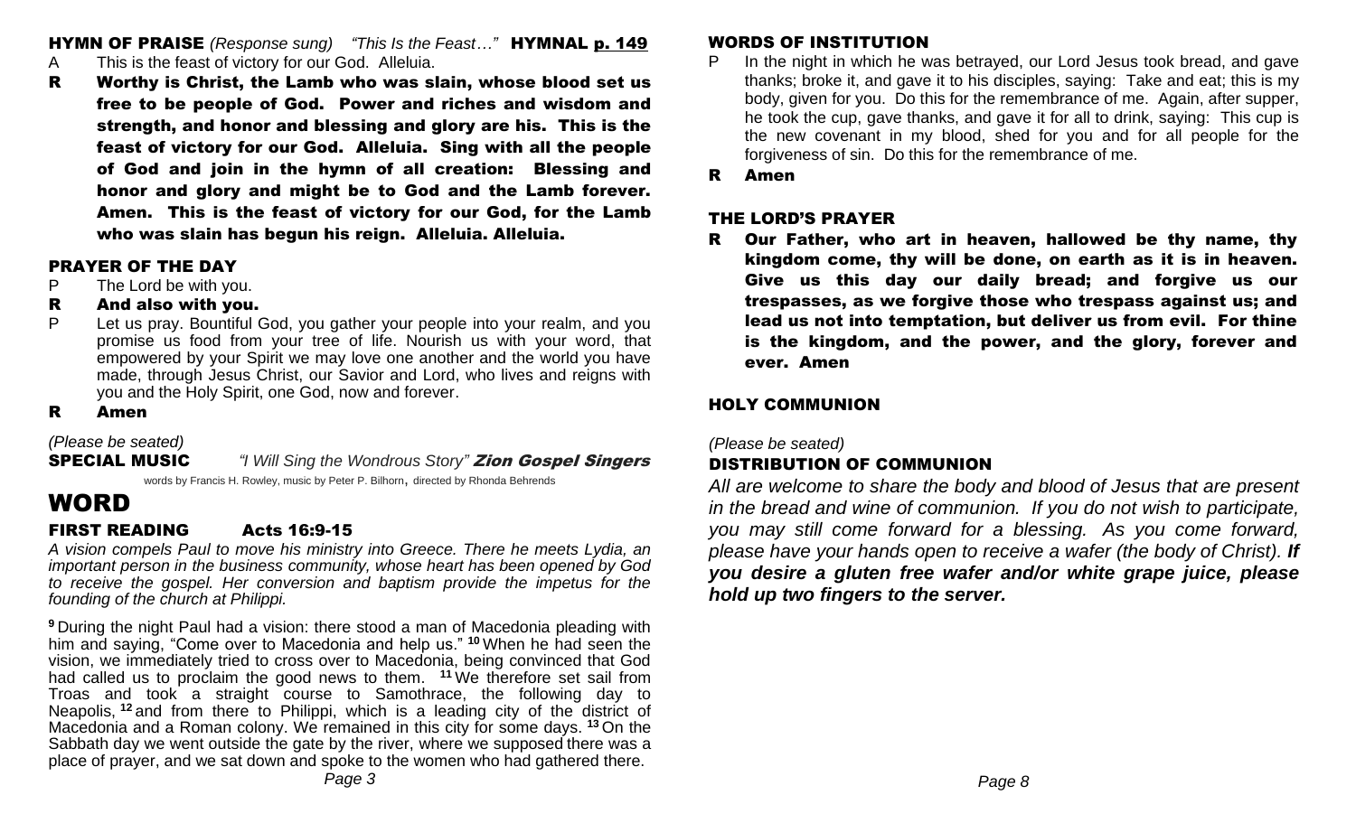**HYMN OF PRAISE** *(Response sung)* *"This Is the Feast…"* **HYMNAL p. 149**

A This is the feast of victory for our God. Alleluia.

**R Worthy is Christ, the Lamb who was slain, whose blood set us free to be people of God. Power and riches and wisdom and strength, and honor and blessing and glory are his. This is the feast of victory for our God. Alleluia. Sing with all the people of God and join in the hymn of all creation: Blessing and honor and glory and might be to God and the Lamb forever. Amen. This is the feast of victory for our God, for the Lamb who was slain has begun his reign. Alleluia. Alleluia.**

### PRAYER OF THE DAY

P The Lord be with you.

**R And also with you.**

P Let us pray. Bountiful God, you gather your people into your realm, and you promise us food from your tree of life. Nourish us with your word, that empowered by your Spirit we may love one another and the world you have made, through Jesus Christ, our Savior and Lord, who lives and reigns with you and the Holy Spirit, one God, now and forever.

**R Amen**

*(Please be seated)*

**SPECIAL MUSIC** *"I Will Sing the Wondrous Story"* ***Zion Gospel Singers***

words by Francis H. Rowley, music by Peter P. Bilhorn, directed by Rhonda Behrends

# WORD

### FIRST READING Acts 16:9-15

*A vision compels Paul to move his ministry into Greece. There he meets Lydia, an important person in the business community, whose heart has been opened by God to receive the gospel. Her conversion and baptism provide the impetus for the founding of the church at Philippi.*

**9** During the night Paul had a vision: there stood a man of Macedonia pleading with him and saying, "Come over to Macedonia and help us." **10** When he had seen the vision, we immediately tried to cross over to Macedonia, being convinced that God had called us to proclaim the good news to them. **11** We therefore set sail from Troas and took a straight course to Samothrace, the following day to Neapolis, **12** and from there to Philippi, which is a leading city of the district of Macedonia and a Roman colony. We remained in this city for some days. **13** On the Sabbath day we went outside the gate by the river, where we supposed there was a place of prayer, and we sat down and spoke to the women who had gathered there.

### WORDS OF INSTITUTION

P In the night in which he was betrayed, our Lord Jesus took bread, and gave thanks; broke it, and gave it to his disciples, saying: Take and eat; this is my body, given for you. Do this for the remembrance of me. Again, after supper, he took the cup, gave thanks, and gave it for all to drink, saying: This cup is the new covenant in my blood, shed for you and for all people for the forgiveness of sin. Do this for the remembrance of me.

**R Amen**

### THE LORD'S PRAYER

**R Our Father, who art in heaven, hallowed be thy name, thy kingdom come, thy will be done, on earth as it is in heaven. Give us this day our daily bread; and forgive us our trespasses, as we forgive those who trespass against us; and lead us not into temptation, but deliver us from evil. For thine is the kingdom, and the power, and the glory, forever and ever. Amen**

### HOLY COMMUNION

*(Please be seated)*

### DISTRIBUTION OF COMMUNION

*All are welcome to share the body and blood of Jesus that are present in the bread and wine of communion. If you do not wish to participate, you may still come forward for a blessing. As you come forward, please have your hands open to receive a wafer (the body of Christ).* ***If you desire a gluten free wafer and/or white grape juice, please hold up two fingers to the server.***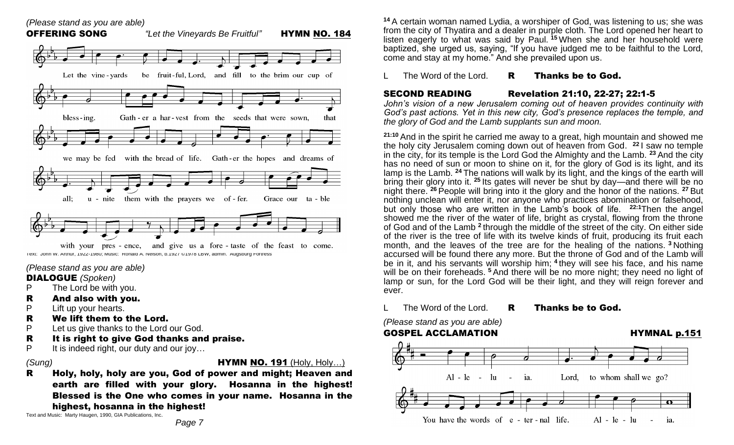*(Please stand as you are able)*

**OFFERING SONG** *"Let the Vineyards Be Fruitful"* **HYMN NO. 184**

Let the vine-yards be fruit-ful, Lord, and fill to the brim our cup of bless-ing. Gath-er a har-vest from the seeds that were sown, that we may be fed with the bread of life. Gath-er the hopes and dreams of all; u-nite them with the prayers we of-fer. Grace our ta-ble with your pres-ence, and give us a fore-taste of the feast to come.

Text: John W. Arthur, 1922-1980; Music: Ronald A. Nelson, b.1927 ©1978 LBW, admin. Augsburg Fortress

*(Please stand as you are able)*

**DIALOGUE** *(Spoken)*

P The Lord be with you.

**R And also with you.**

P Lift up your hearts.

**R We lift them to the Lord.**

P Let us give thanks to the Lord our God.

**R It is right to give God thanks and praise.**

P It is indeed right, our duty and our joy…

*(Sung)* **HYMN NO. 191** (Holy, Holy…)

**R Holy, holy, holy are you, God of power and might; Heaven and earth are filled with your glory. Hosanna in the highest! Blessed is the One who comes in your name. Hosanna in the highest, hosanna in the highest!**

Text and Music: Marty Haugen, 1990, GIA Publications, Inc.

[14] A certain woman named Lydia, a worshiper of God, was listening to us; she was from the city of Thyatira and a dealer in purple cloth. The Lord opened her heart to listen eagerly to what was said by Paul. [15] When she and her household were baptized, she urged us, saying, "If you have judged me to be faithful to the Lord, come and stay at my home." And she prevailed upon us.

L The Word of the Lord. **R Thanks be to God.**

## SECOND READING Revelation 21:10, 22-27; 22:1-5

*John's vision of a new Jerusalem coming out of heaven provides continuity with God's past actions. Yet in this new city, God's presence replaces the temple, and the glory of God and the Lamb supplants sun and moon.*

[21:10] And in the spirit he carried me away to a great, high mountain and showed me the holy city Jerusalem coming down out of heaven from God. [22] I saw no temple in the city, for its temple is the Lord God the Almighty and the Lamb. [23] And the city has no need of sun or moon to shine on it, for the glory of God is its light, and its lamp is the Lamb. [24] The nations will walk by its light, and the kings of the earth will bring their glory into it. [25] Its gates will never be shut by day—and there will be no night there. [26] People will bring into it the glory and the honor of the nations. [27] But nothing unclean will enter it, nor anyone who practices abomination or falsehood, but only those who are written in the Lamb's book of life. [22:1] Then the angel showed me the river of the water of life, bright as crystal, flowing from the throne of God and of the Lamb [2] through the middle of the street of the city. On either side of the river is the tree of life with its twelve kinds of fruit, producing its fruit each month, and the leaves of the tree are for the healing of the nations. [3] Nothing accursed will be found there any more. But the throne of God and of the Lamb will be in it, and his servants will worship him; [4] they will see his face, and his name will be on their foreheads. [5] And there will be no more night; they need no light of lamp or sun, for the Lord God will be their light, and they will reign forever and ever.

L The Word of the Lord. **R Thanks be to God.**

*(Please stand as you are able)*

**GOSPEL ACCLAMATION** **HYMNAL p.151**

Al-le-lu-ia. Lord, to whom shall we go? You have the words of e-ter-nal life. Al-le-lu-ia.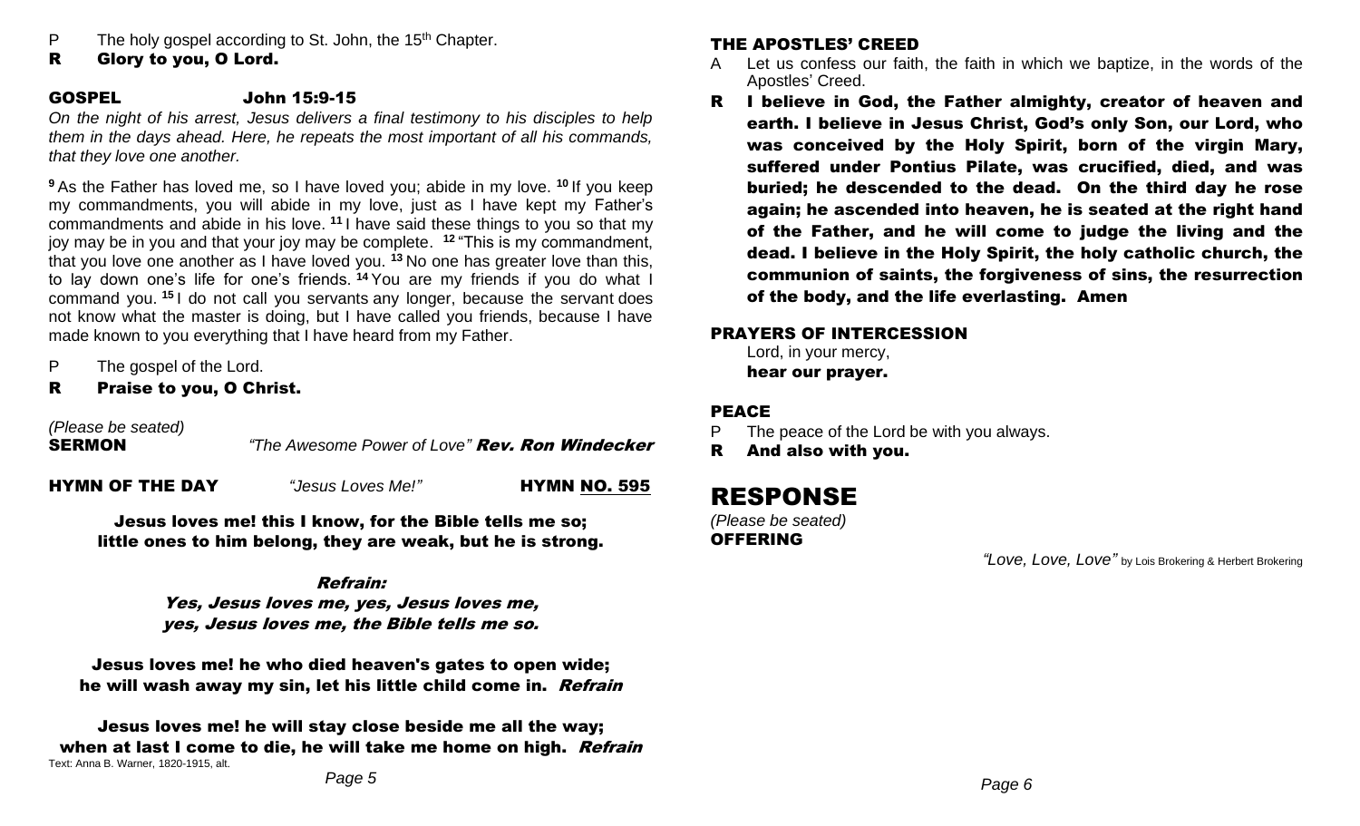P The holy gospel according to St. John, the 15th Chapter.

**R Glory to you, O Lord.**

## GOSPEL John 15:9-15

*On the night of his arrest, Jesus delivers a final testimony to his disciples to help them in the days ahead. Here, he repeats the most important of all his commands, that they love one another.*

[9] As the Father has loved me, so I have loved you; abide in my love. [10] If you keep my commandments, you will abide in my love, just as I have kept my Father's commandments and abide in his love. [11] I have said these things to you so that my joy may be in you and that your joy may be complete. [12] "This is my commandment, that you love one another as I have loved you. [13] No one has greater love than this, to lay down one's life for one's friends. [14] You are my friends if you do what I command you. [15] I do not call you servants any longer, because the servant does not know what the master is doing, but I have called you friends, because I have made known to you everything that I have heard from my Father.

P The gospel of the Lord.

**R Praise to you, O Christ.**

*(Please be seated)*

**SERMON** *"The Awesome Power of Love"* ***Rev. Ron Windecker***

**HYMN OF THE DAY** *"Jesus Loves Me!"* **HYMN NO. 595**

**Jesus loves me! this I know, for the Bible tells me so;
little ones to him belong, they are weak, but he is strong.**

***Refrain:***
***Yes, Jesus loves me, yes, Jesus loves me,
yes, Jesus loves me, the Bible tells me so.***

**Jesus loves me! he who died heaven's gates to open wide;
he will wash away my sin, let his little child come in.** ***Refrain***

**Jesus loves me! he will stay close beside me all the way;
when at last I come to die, he will take me home on high.** ***Refrain***

Text: Anna B. Warner, 1820-1915, alt.

## THE APOSTLES' CREED

A Let us confess our faith, the faith in which we baptize, in the words of the Apostles' Creed.

**R I believe in God, the Father almighty, creator of heaven and earth. I believe in Jesus Christ, God's only Son, our Lord, who was conceived by the Holy Spirit, born of the virgin Mary, suffered under Pontius Pilate, was crucified, died, and was buried; he descended to the dead. On the third day he rose again; he ascended into heaven, he is seated at the right hand of the Father, and he will come to judge the living and the dead. I believe in the Holy Spirit, the holy catholic church, the communion of saints, the forgiveness of sins, the resurrection of the body, and the life everlasting. Amen**

## PRAYERS OF INTERCESSION

Lord, in your mercy,
**hear our prayer.**

## PEACE

P The peace of the Lord be with you always.

**R And also with you.**

# RESPONSE

*(Please be seated)*

**OFFERING**

*"Love, Love, Love"* by Lois Brokering & Herbert Brokering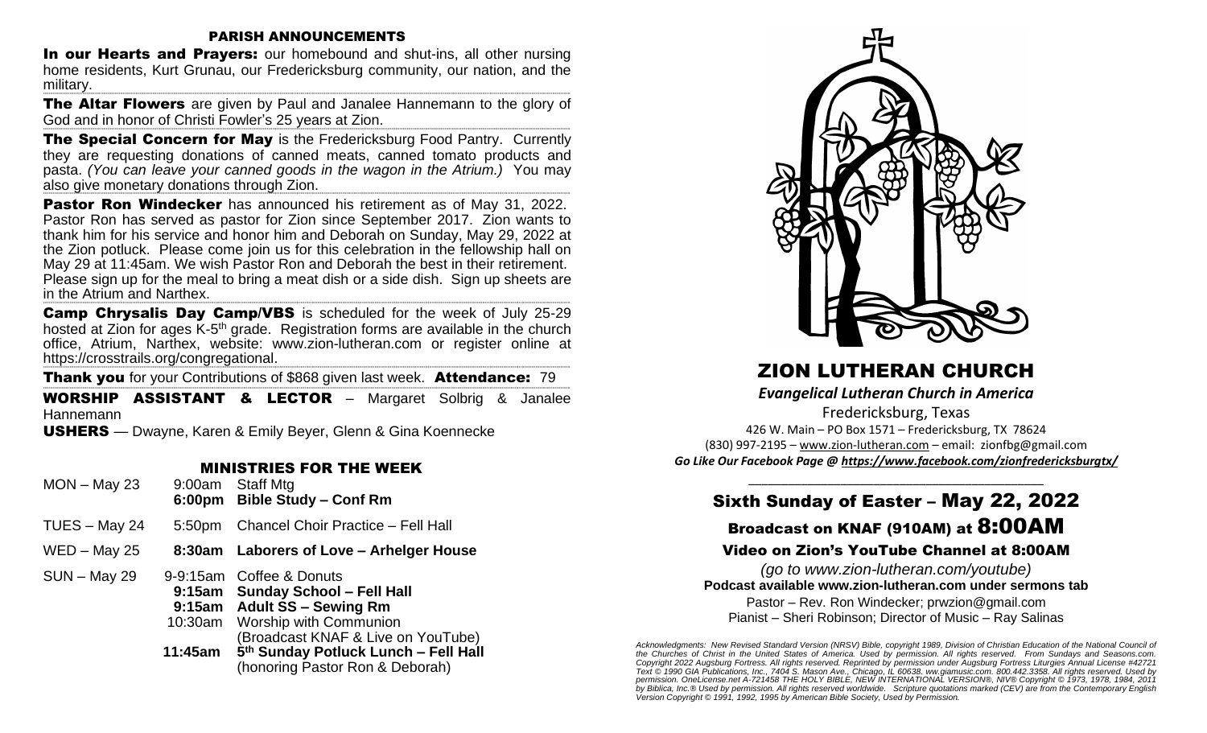## PARISH ANNOUNCEMENTS

**In our Hearts and Prayers:** our homebound and shut-ins, all other nursing home residents, Kurt Grunau, our Fredericksburg community, our nation, and the military.

**The Altar Flowers** are given by Paul and Janalee Hannemann to the glory of God and in honor of Christi Fowler's 25 years at Zion.

**The Special Concern for May** is the Fredericksburg Food Pantry. Currently they are requesting donations of canned meats, canned tomato products and pasta. *(You can leave your canned goods in the wagon in the Atrium.)* You may also give monetary donations through Zion.

**Pastor Ron Windecker** has announced his retirement as of May 31, 2022. Pastor Ron has served as pastor for Zion since September 2017. Zion wants to thank him for his service and honor him and Deborah on Sunday, May 29, 2022 at the Zion potluck. Please come join us for this celebration in the fellowship hall on May 29 at 11:45am. We wish Pastor Ron and Deborah the best in their retirement. Please sign up for the meal to bring a meat dish or a side dish. Sign up sheets are in the Atrium and Narthex.

**Camp Chrysalis Day Camp/VBS** is scheduled for the week of July 25-29 hosted at Zion for ages K-5th grade. Registration forms are available in the church office, Atrium, Narthex, website: www.zion-lutheran.com or register online at https://crosstrails.org/congregational.

**Thank you** for your Contributions of $868 given last week. **Attendance:** 79

**WORSHIP ASSISTANT & LECTOR** – Margaret Solbrig & Janalee Hannemann

**USHERS** — Dwayne, Karen & Emily Beyer, Glenn & Gina Koennecke

## MINISTRIES FOR THE WEEK

| | | |
|---|---|---|
| MON – May 23 | 9:00am | Staff Mtg |
| | **6:00pm** | **Bible Study – Conf Rm** |
| TUES – May 24 | 5:50pm | Chancel Choir Practice – Fell Hall |
| WED – May 25 | **8:30am** | **Laborers of Love – Arhelger House** |
| SUN – May 29 | 9-9:15am | Coffee & Donuts |
| | **9:15am** | **Sunday School – Fell Hall** |
| | **9:15am** | **Adult SS – Sewing Rm** |
| | 10:30am | Worship with Communion (Broadcast KNAF & Live on YouTube) |
| | **11:45am** | **5th Sunday Potluck Lunch – Fell Hall** (honoring Pastor Ron & Deborah) |

# ZION LUTHERAN CHURCH

***Evangelical Lutheran Church in America***

Fredericksburg, Texas

426 W. Main – PO Box 1571 – Fredericksburg, TX 78624

(830) 997-2195 – www.zion-lutheran.com – email: zionfbg@gmail.com

***Go Like Our Facebook Page @ https://www.facebook.com/zionfredericksburgtx/***

## Sixth Sunday of Easter – May 22, 2022

### Broadcast on KNAF (910AM) at 8:00AM

### Video on Zion's YouTube Channel at 8:00AM

*(go to www.zion-lutheran.com/youtube)*

**Podcast available www.zion-lutheran.com under sermons tab**

Pastor – Rev. Ron Windecker; prwzion@gmail.com

Pianist – Sheri Robinson; Director of Music – Ray Salinas

*Acknowledgments: New Revised Standard Version (NRSV) Bible, copyright 1989, Division of Christian Education of the National Council of the Churches of Christ in the United States of America. Used by permission. All rights reserved. From Sundays and Seasons.com. Copyright 2022 Augsburg Fortress. All rights reserved. Reprinted by permission under Augsburg Fortress Liturgies Annual License #42721 Text © 1990 GIA Publications, Inc., 7404 S. Mason Ave., Chicago, IL 60638. ww.giamusic.com. 800.442.3358. All rights reserved. Used by permission. OneLicense.net A-721458 THE HOLY BIBLE, NEW INTERNATIONAL VERSION®, NIV® Copyright © 1973, 1978, 1984, 2011 by Biblica, Inc.® Used by permission. All rights reserved worldwide. Scripture quotations marked (CEV) are from the Contemporary English Version Copyright © 1991, 1992, 1995 by American Bible Society, Used by Permission.*